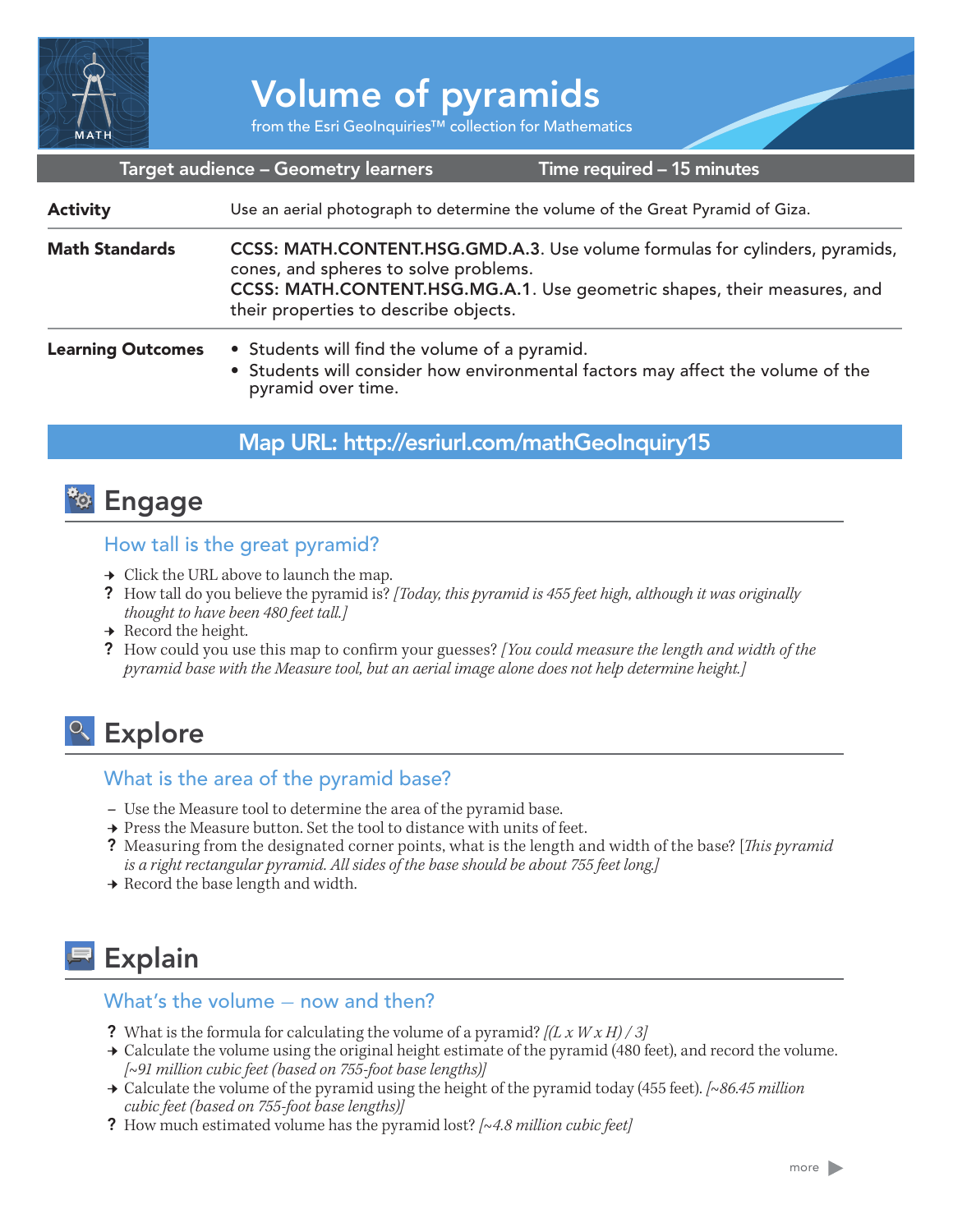# Volume of pyramids

from the Esri GeoInquiries™ collection for Mathematics

| Target audience – Geometry learners | Time required – 15 minutes |
|---|---|

| | |
|---|---|
| **Activity** | Use an aerial photograph to determine the volume of the Great Pyramid of Giza. |
| **Math Standards** | **CCSS: MATH.CONTENT.HSG.GMD.A.3**. Use volume formulas for cylinders, pyramids, cones, and spheres to solve problems.<br>**CCSS: MATH.CONTENT.HSG.MG.A.1**. Use geometric shapes, their measures, and their properties to describe objects. |
| **Learning Outcomes** | • Students will find the volume of a pyramid.<br>• Students will consider how environmental factors may affect the volume of the pyramid over time. |

**Map URL: http://esriurl.com/mathGeoInquiry15**

## Engage

### How tall is the great pyramid?

→ Click the URL above to launch the map.

? How tall do you believe the pyramid is? *[Today, this pyramid is 455 feet high, although it was originally thought to have been 480 feet tall.]*

→ Record the height.

? How could you use this map to confirm your guesses? *[You could measure the length and width of the pyramid base with the Measure tool, but an aerial image alone does not help determine height.]*

## Explore

### What is the area of the pyramid base?

– Use the Measure tool to determine the area of the pyramid base.

→ Press the Measure button. Set the tool to distance with units of feet.

? Measuring from the designated corner points, what is the length and width of the base? [*This pyramid is a right rectangular pyramid. All sides of the base should be about 755 feet long.]*

→ Record the base length and width.

## Explain

### What's the volume — now and then?

? What is the formula for calculating the volume of a pyramid? *[(L x W x H) / 3]*

→ Calculate the volume using the original height estimate of the pyramid (480 feet), and record the volume. *[~91 million cubic feet (based on 755-foot base lengths)]*

→ Calculate the volume of the pyramid using the height of the pyramid today (455 feet). *[~86.45 million cubic feet (based on 755-foot base lengths)]*

? How much estimated volume has the pyramid lost? *[~4.8 million cubic feet]*

more ▶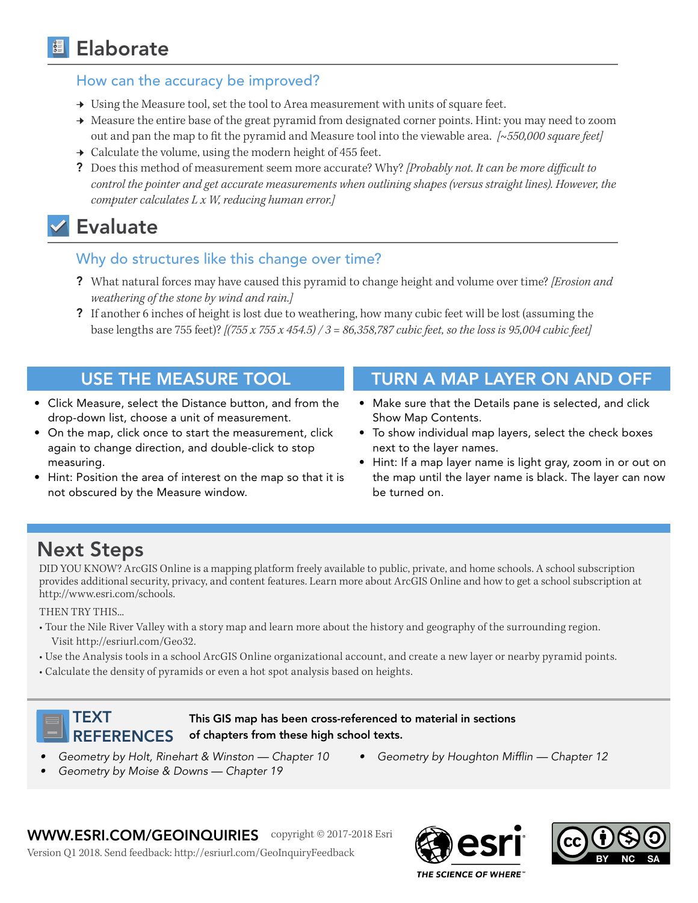## Elaborate

### How can the accuracy be improved?

→ Using the Measure tool, set the tool to Area measurement with units of square feet.

→ Measure the entire base of the great pyramid from designated corner points. Hint: you may need to zoom out and pan the map to fit the pyramid and Measure tool into the viewable area. *[~550,000 square feet]*

→ Calculate the volume, using the modern height of 455 feet.

**?** Does this method of measurement seem more accurate? Why? *[Probably not. It can be more difficult to control the pointer and get accurate measurements when outlining shapes (versus straight lines). However, the computer calculates L x W, reducing human error.]*

## Evaluate

### Why do structures like this change over time?

**?** What natural forces may have caused this pyramid to change height and volume over time? *[Erosion and weathering of the stone by wind and rain.]*

**?** If another 6 inches of height is lost due to weathering, how many cubic feet will be lost (assuming the base lengths are 755 feet)? *[(755 x 755 x 454.5) / 3 = 86,358,787 cubic feet, so the loss is 95,004 cubic feet]*

### USE THE MEASURE TOOL

- Click Measure, select the Distance button, and from the drop-down list, choose a unit of measurement.
- On the map, click once to start the measurement, click again to change direction, and double-click to stop measuring.
- Hint: Position the area of interest on the map so that it is not obscured by the Measure window.

### TURN A MAP LAYER ON AND OFF

- Make sure that the Details pane is selected, and click Show Map Contents.
- To show individual map layers, select the check boxes next to the layer names.
- Hint: If a map layer name is light gray, zoom in or out on the map until the layer name is black. The layer can now be turned on.

## Next Steps

DID YOU KNOW? ArcGIS Online is a mapping platform freely available to public, private, and home schools. A school subscription provides additional security, privacy, and content features. Learn more about ArcGIS Online and how to get a school subscription at http://www.esri.com/schools.

THEN TRY THIS...

- Tour the Nile River Valley with a story map and learn more about the history and geography of the surrounding region. Visit http://esriurl.com/Geo32.
- Use the Analysis tools in a school ArcGIS Online organizational account, and create a new layer or nearby pyramid points.
- Calculate the density of pyramids or even a hot spot analysis based on heights.

### TEXT REFERENCES

**This GIS map has been cross-referenced to material in sections of chapters from these high school texts.**

- *Geometry by Holt, Rinehart & Winston — Chapter 10*
- *Geometry by Moise & Downs — Chapter 19*
- *Geometry by Houghton Mifflin — Chapter 12*

**WWW.ESRI.COM/GEOINQUIRIES** copyright © 2017-2018 Esri

Version Q1 2018. Send feedback: http://esriurl.com/GeoInquiryFeedback

esri THE SCIENCE OF WHERE™

BY NC SA